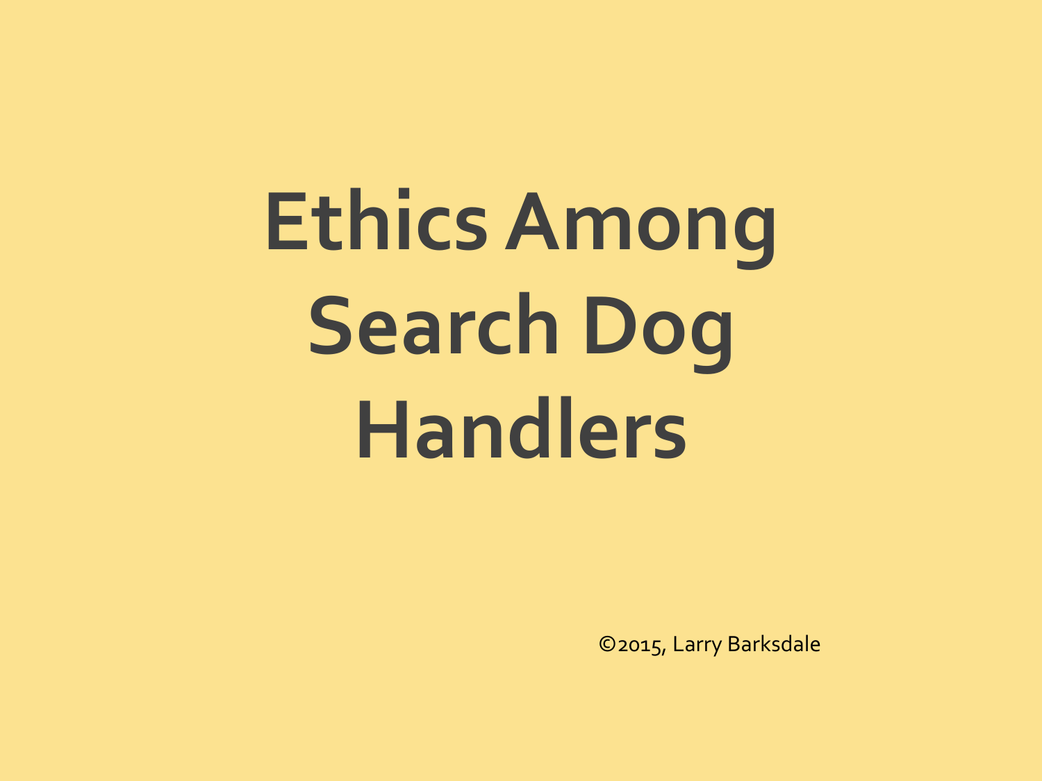# Ethics Among Search Dog Handlers

©2015, Larry Barksdale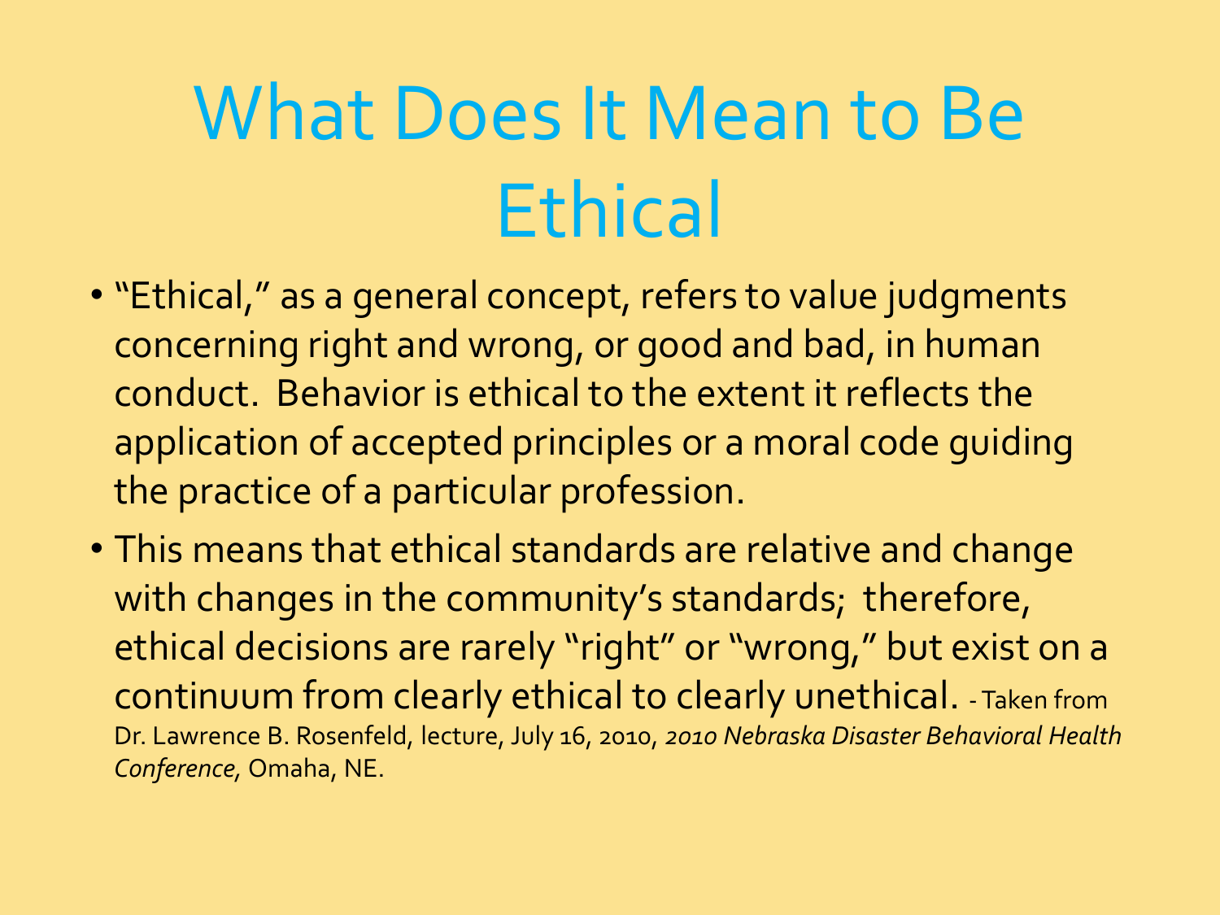# What Does It Mean to Be Ethical

- "Ethical," as a general concept, refers to value judgments concerning right and wrong, or good and bad, in human conduct. Behavior is ethical to the extent it reflects the application of accepted principles or a moral code guiding the practice of a particular profession.
- This means that ethical standards are relative and change with changes in the community's standards; therefore, ethical decisions are rarely "right" or "wrong," but exist on a continuum from clearly ethical to clearly unethical. - Taken from Dr. Lawrence B. Rosenfeld, lecture, July 16, 2010, *2010 Nebraska Disaster Behavioral Health Conference*, Omaha, NE.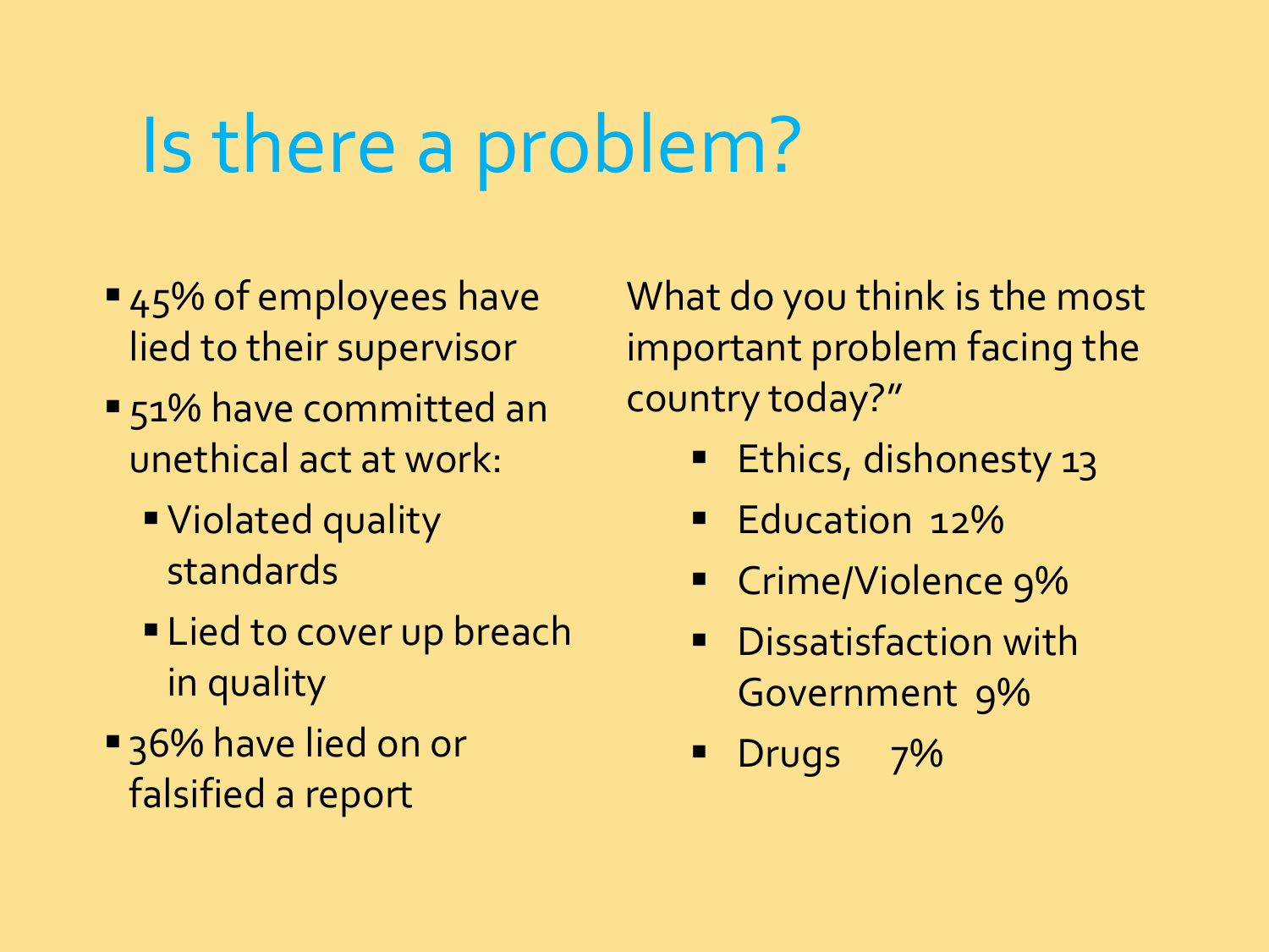# Is there a problem?

- 45% of employees have lied to their supervisor
- 51% have committed an unethical act at work:
  - Violated quality standards
  - Lied to cover up breach in quality
- 36% have lied on or falsified a report

What do you think is the most important problem facing the country today?"

- Ethics, dishonesty 13
- Education 12%
- Crime/Violence 9%
- Dissatisfaction with Government 9%
- Drugs 7%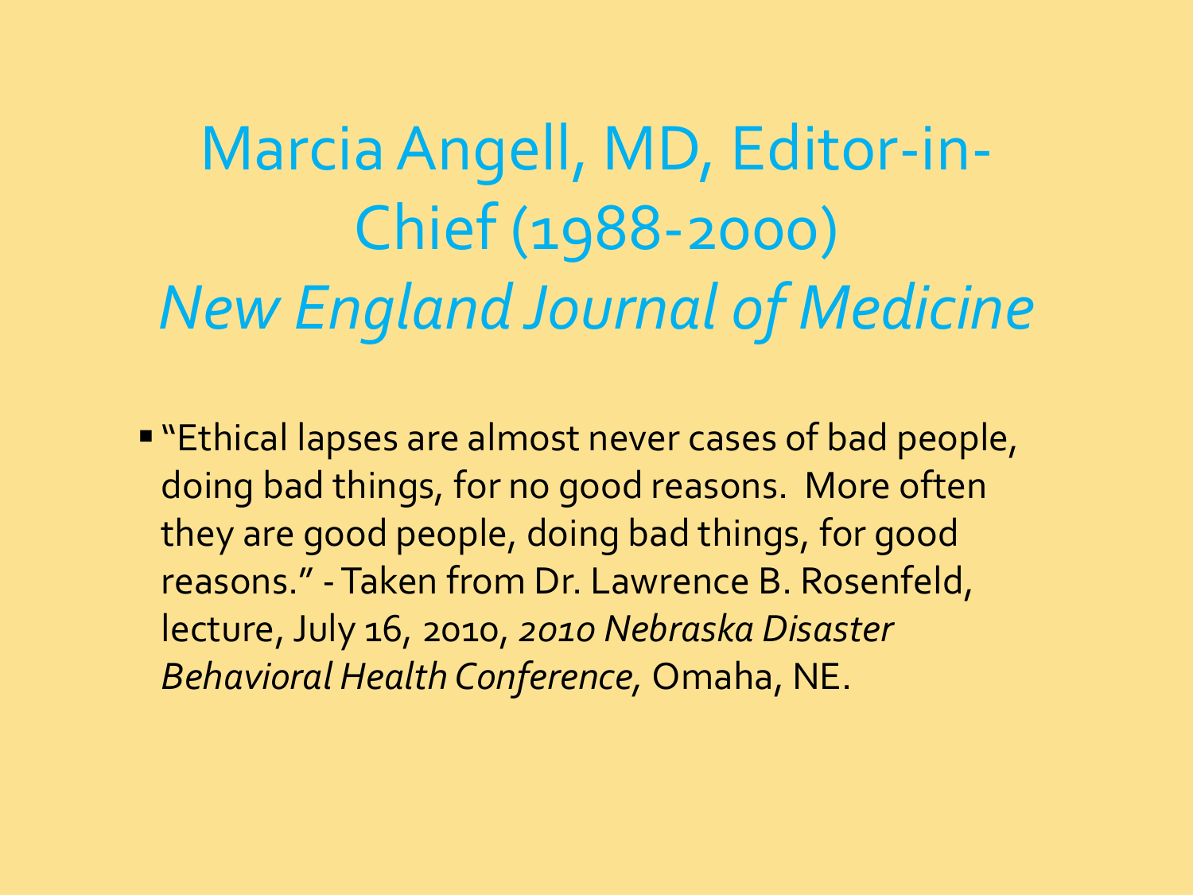# Marcia Angell, MD, Editor-in-Chief (1988-2000) *New England Journal of Medicine*

- "Ethical lapses are almost never cases of bad people, doing bad things, for no good reasons. More often they are good people, doing bad things, for good reasons." - Taken from Dr. Lawrence B. Rosenfeld, lecture, July 16, 2010, *2010 Nebraska Disaster Behavioral Health Conference*, Omaha, NE.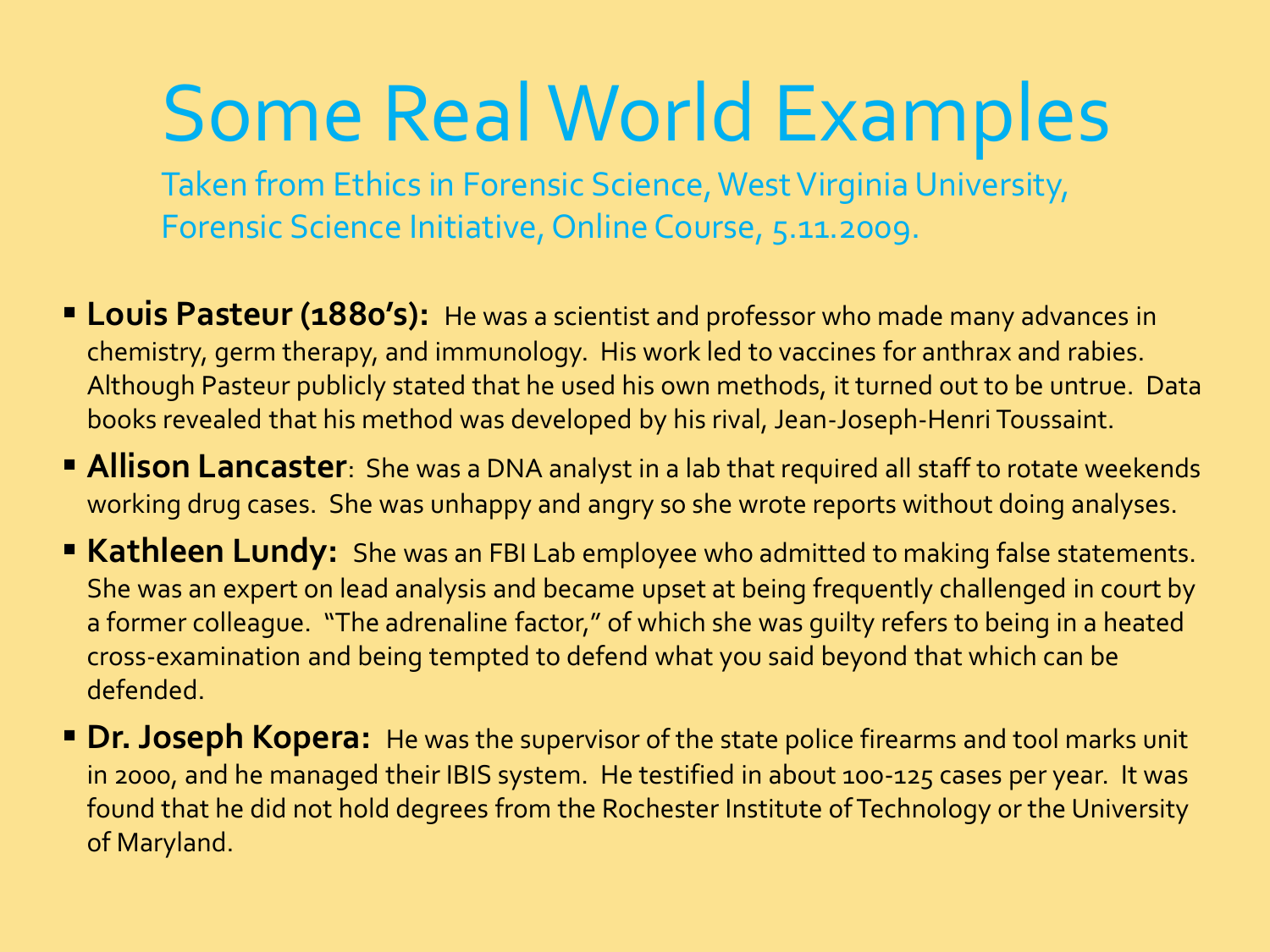# Some Real World Examples

Taken from Ethics in Forensic Science, West Virginia University, Forensic Science Initiative, Online Course, 5.11.2009.

- **Louis Pasteur (1880's):** He was a scientist and professor who made many advances in chemistry, germ therapy, and immunology. His work led to vaccines for anthrax and rabies. Although Pasteur publicly stated that he used his own methods, it turned out to be untrue. Data books revealed that his method was developed by his rival, Jean-Joseph-Henri Toussaint.
- **Allison Lancaster**: She was a DNA analyst in a lab that required all staff to rotate weekends working drug cases. She was unhappy and angry so she wrote reports without doing analyses.
- **Kathleen Lundy:** She was an FBI Lab employee who admitted to making false statements. She was an expert on lead analysis and became upset at being frequently challenged in court by a former colleague. "The adrenaline factor," of which she was guilty refers to being in a heated cross-examination and being tempted to defend what you said beyond that which can be defended.
- **Dr. Joseph Kopera:** He was the supervisor of the state police firearms and tool marks unit in 2000, and he managed their IBIS system. He testified in about 100-125 cases per year. It was found that he did not hold degrees from the Rochester Institute of Technology or the University of Maryland.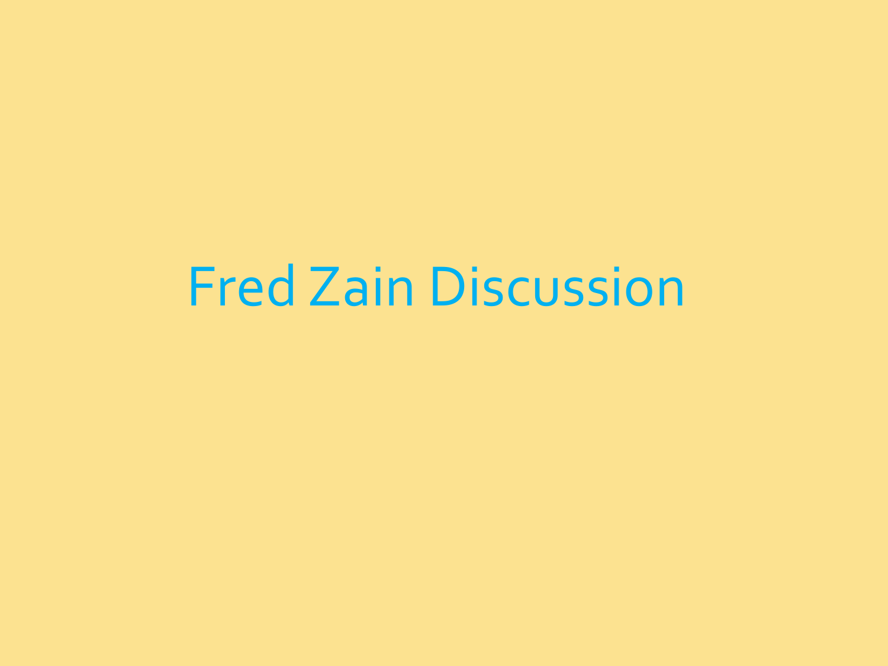# Fred Zain Discussion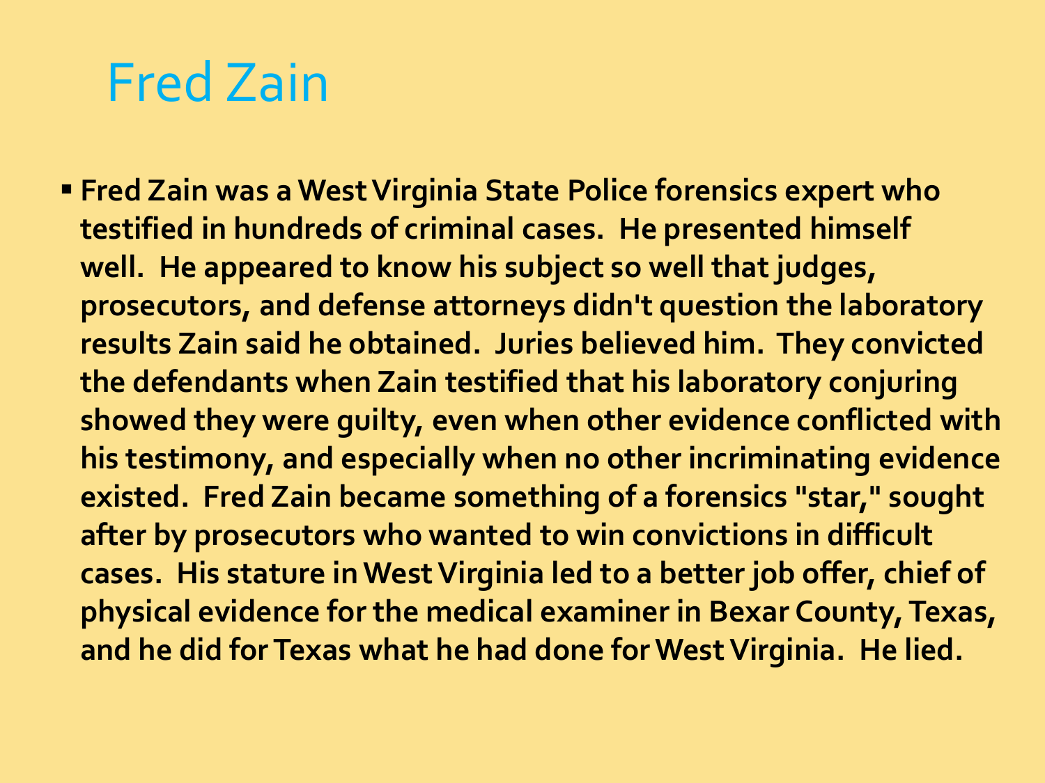# Fred Zain

- **Fred Zain was a West Virginia State Police forensics expert who testified in hundreds of criminal cases. He presented himself well. He appeared to know his subject so well that judges, prosecutors, and defense attorneys didn't question the laboratory results Zain said he obtained. Juries believed him. They convicted the defendants when Zain testified that his laboratory conjuring showed they were guilty, even when other evidence conflicted with his testimony, and especially when no other incriminating evidence existed. Fred Zain became something of a forensics "star," sought after by prosecutors who wanted to win convictions in difficult cases. His stature in West Virginia led to a better job offer, chief of physical evidence for the medical examiner in Bexar County, Texas, and he did for Texas what he had done for West Virginia. He lied.**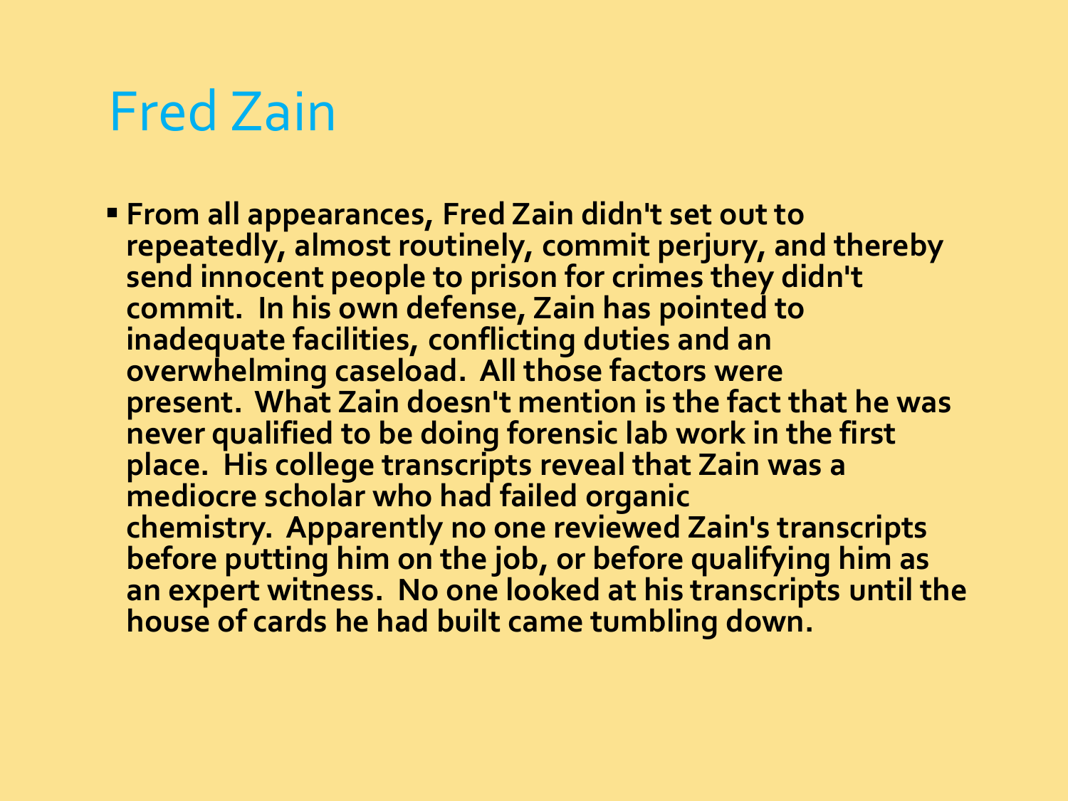# Fred Zain

- **From all appearances, Fred Zain didn't set out to repeatedly, almost routinely, commit perjury, and thereby send innocent people to prison for crimes they didn't commit. In his own defense, Zain has pointed to inadequate facilities, conflicting duties and an overwhelming caseload. All those factors were present. What Zain doesn't mention is the fact that he was never qualified to be doing forensic lab work in the first place. His college transcripts reveal that Zain was a mediocre scholar who had failed organic chemistry. Apparently no one reviewed Zain's transcripts before putting him on the job, or before qualifying him as an expert witness. No one looked at his transcripts until the house of cards he had built came tumbling down.**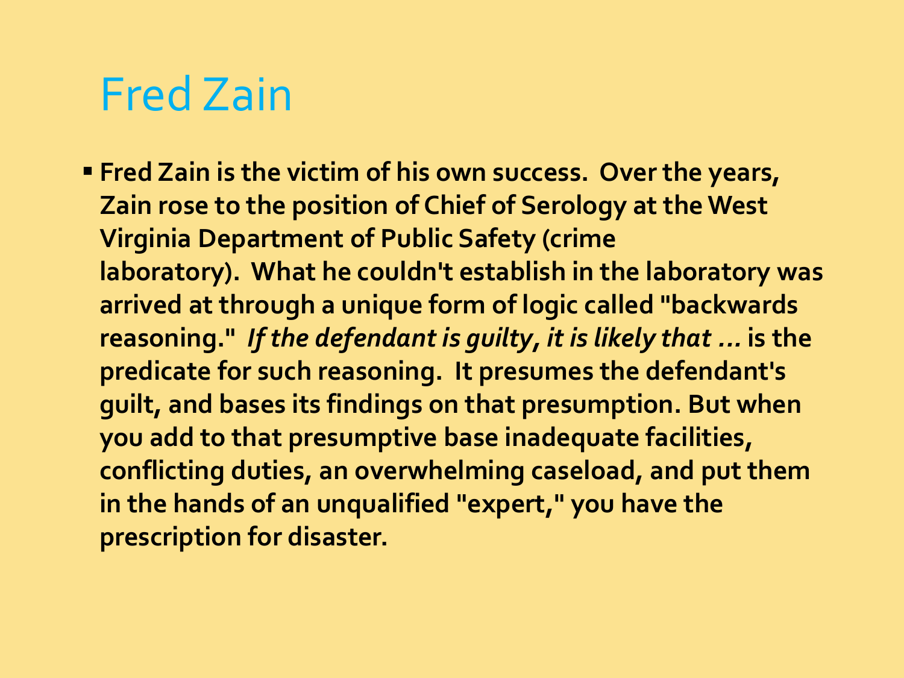# Fred Zain

- **Fred Zain is the victim of his own success. Over the years, Zain rose to the position of Chief of Serology at the West Virginia Department of Public Safety (crime laboratory). What he couldn't establish in the laboratory was arrived at through a unique form of logic called "backwards reasoning."** ***If the defendant is guilty, it is likely that …*** **is the predicate for such reasoning. It presumes the defendant's guilt, and bases its findings on that presumption. But when you add to that presumptive base inadequate facilities, conflicting duties, an overwhelming caseload, and put them in the hands of an unqualified "expert," you have the prescription for disaster.**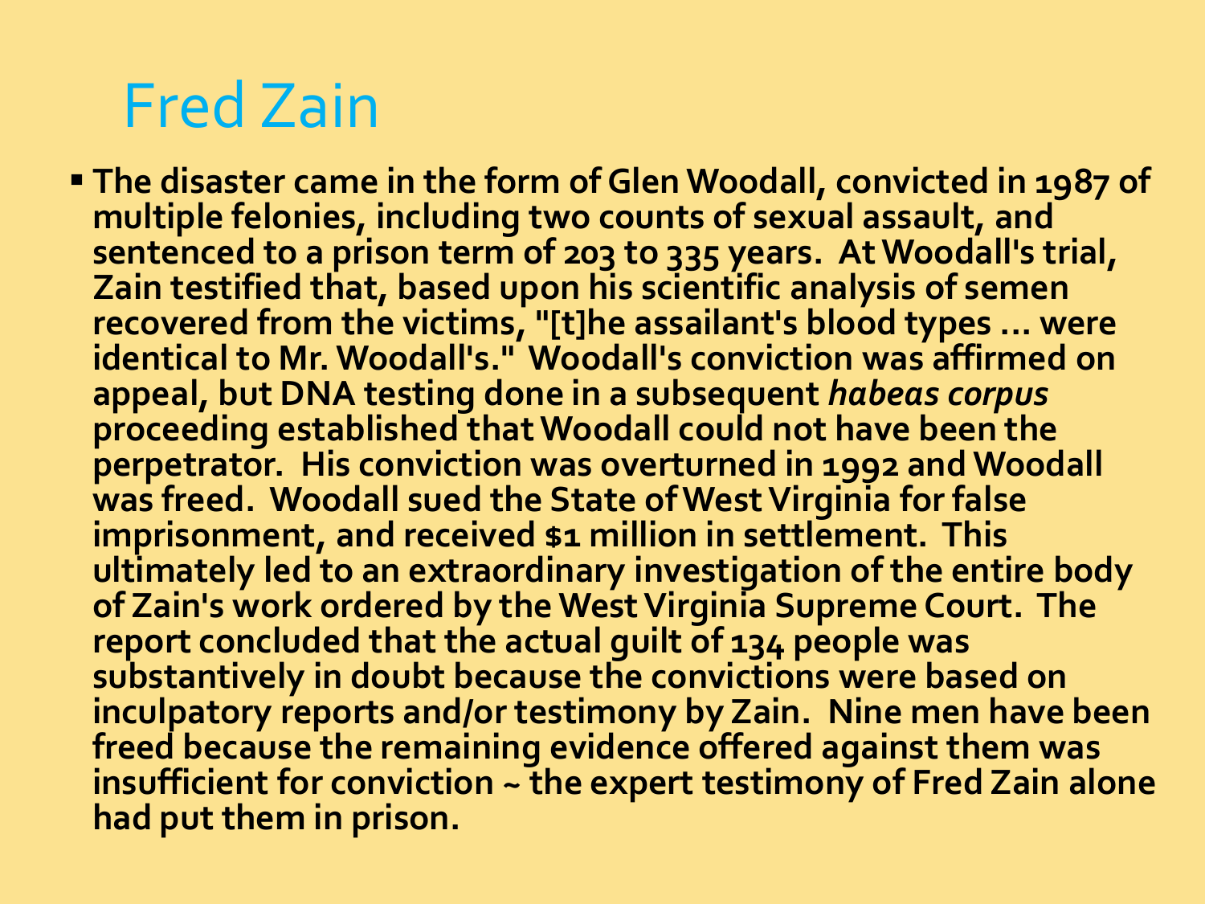# Fred Zain

- **The disaster came in the form of Glen Woodall, convicted in 1987 of multiple felonies, including two counts of sexual assault, and sentenced to a prison term of 203 to 335 years. At Woodall's trial, Zain testified that, based upon his scientific analysis of semen recovered from the victims, "[t]he assailant's blood types … were identical to Mr. Woodall's." Woodall's conviction was affirmed on appeal, but DNA testing done in a subsequent *habeas corpus* proceeding established that Woodall could not have been the perpetrator. His conviction was overturned in 1992 and Woodall was freed. Woodall sued the State of West Virginia for false imprisonment, and received $1 million in settlement. This ultimately led to an extraordinary investigation of the entire body of Zain's work ordered by the West Virginia Supreme Court. The report concluded that the actual guilt of 134 people was substantively in doubt because the convictions were based on inculpatory reports and/or testimony by Zain. Nine men have been freed because the remaining evidence offered against them was insufficient for conviction ~ the expert testimony of Fred Zain alone had put them in prison.**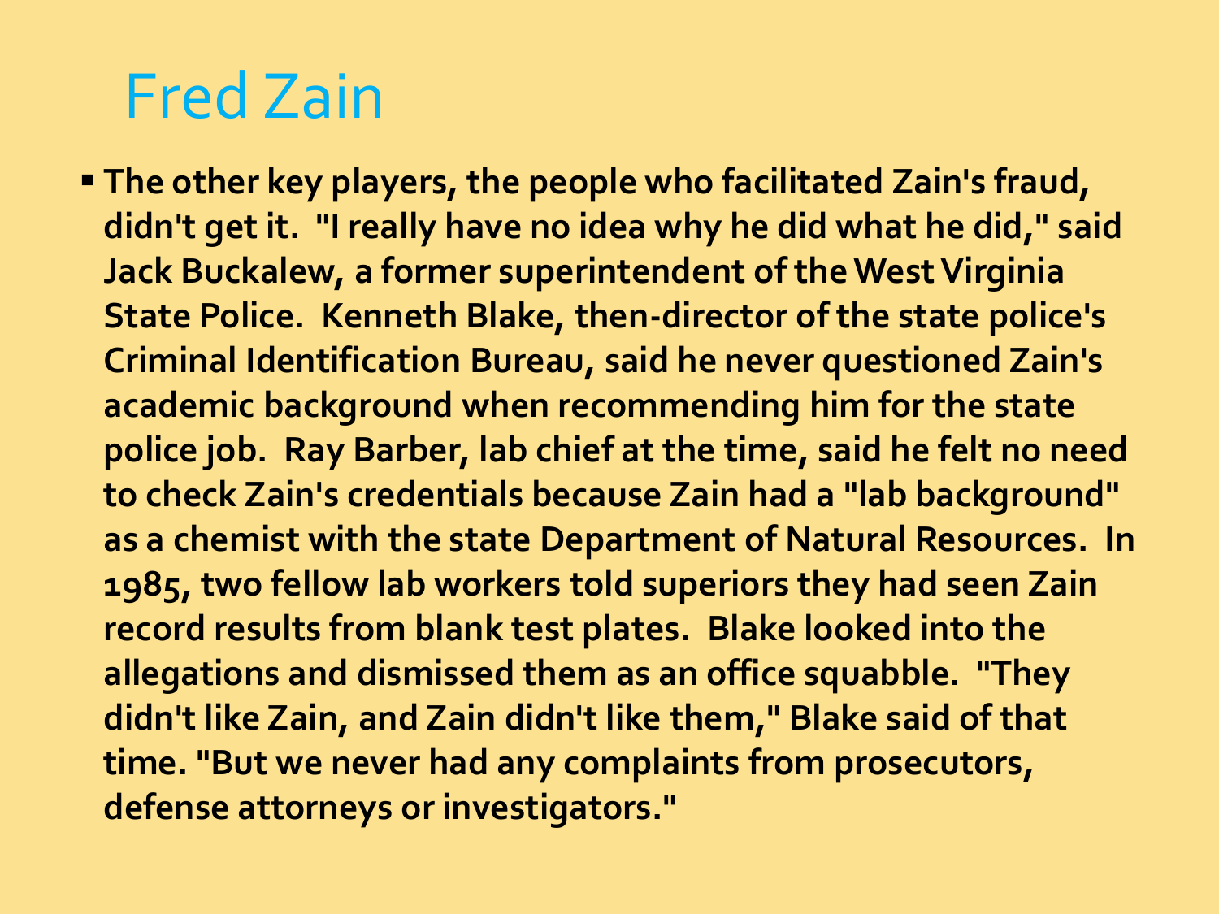# Fred Zain

- **The other key players, the people who facilitated Zain's fraud, didn't get it. "I really have no idea why he did what he did," said Jack Buckalew, a former superintendent of the West Virginia State Police. Kenneth Blake, then-director of the state police's Criminal Identification Bureau, said he never questioned Zain's academic background when recommending him for the state police job. Ray Barber, lab chief at the time, said he felt no need to check Zain's credentials because Zain had a "lab background" as a chemist with the state Department of Natural Resources. In 1985, two fellow lab workers told superiors they had seen Zain record results from blank test plates. Blake looked into the allegations and dismissed them as an office squabble. "They didn't like Zain, and Zain didn't like them," Blake said of that time. "But we never had any complaints from prosecutors, defense attorneys or investigators."**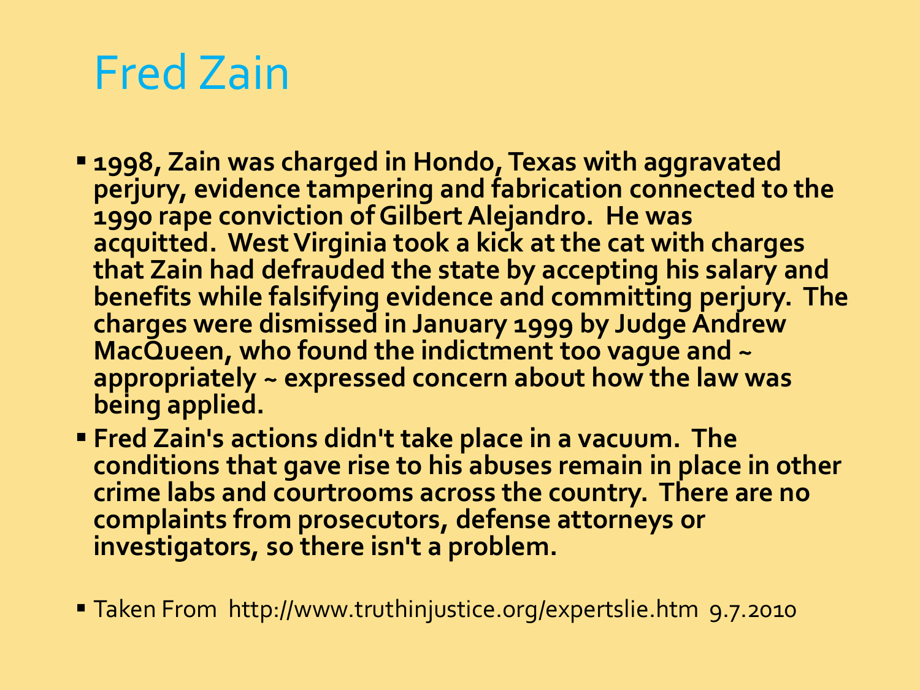# Fred Zain

- **1998, Zain was charged in Hondo, Texas with aggravated perjury, evidence tampering and fabrication connected to the 1990 rape conviction of Gilbert Alejandro. He was acquitted. West Virginia took a kick at the cat with charges that Zain had defrauded the state by accepting his salary and benefits while falsifying evidence and committing perjury. The charges were dismissed in January 1999 by Judge Andrew MacQueen, who found the indictment too vague and ~ appropriately ~ expressed concern about how the law was being applied.**
- **Fred Zain's actions didn't take place in a vacuum. The conditions that gave rise to his abuses remain in place in other crime labs and courtrooms across the country. There are no complaints from prosecutors, defense attorneys or investigators, so there isn't a problem.**

- Taken From http://www.truthinjustice.org/expertslie.htm 9.7.2010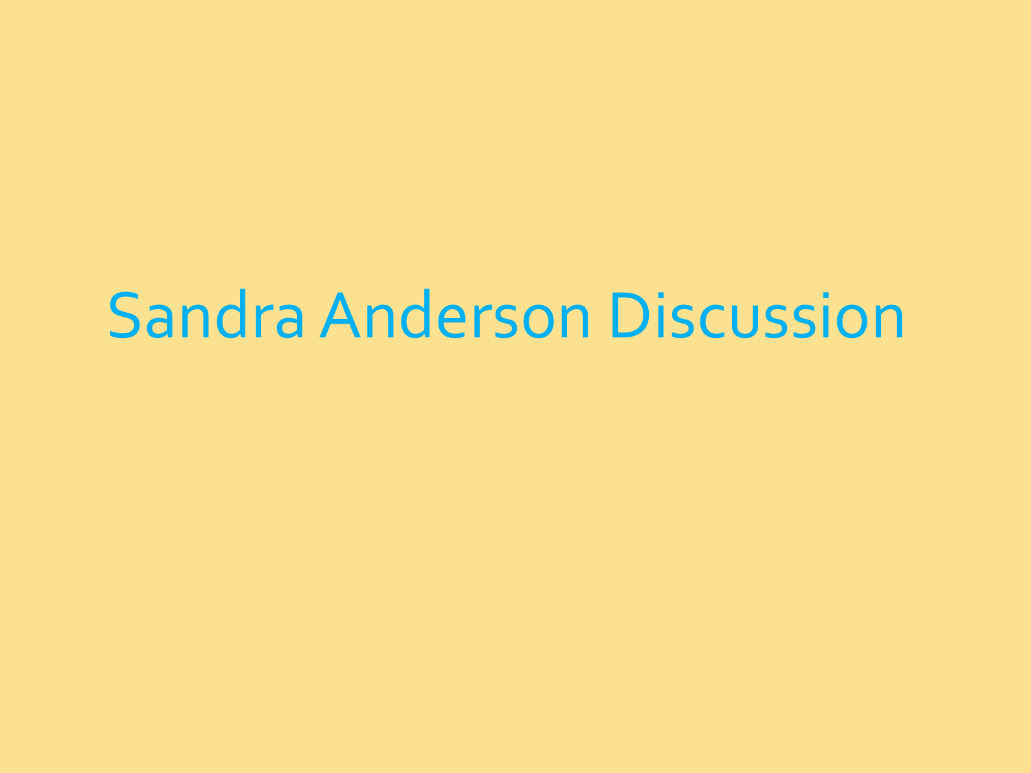# Sandra Anderson Discussion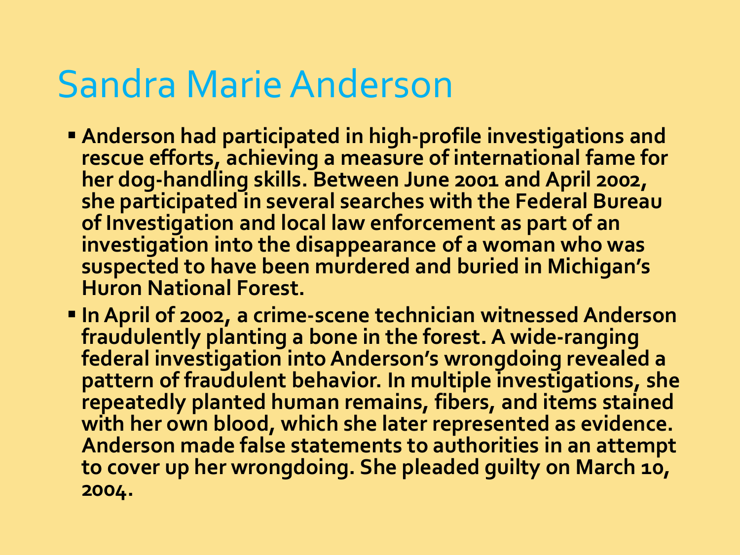# Sandra Marie Anderson

- **Anderson had participated in high-profile investigations and rescue efforts, achieving a measure of international fame for her dog-handling skills. Between June 2001 and April 2002, she participated in several searches with the Federal Bureau of Investigation and local law enforcement as part of an investigation into the disappearance of a woman who was suspected to have been murdered and buried in Michigan's Huron National Forest.**
- **In April of 2002, a crime-scene technician witnessed Anderson fraudulently planting a bone in the forest. A wide-ranging federal investigation into Anderson's wrongdoing revealed a pattern of fraudulent behavior. In multiple investigations, she repeatedly planted human remains, fibers, and items stained with her own blood, which she later represented as evidence. Anderson made false statements to authorities in an attempt to cover up her wrongdoing. She pleaded guilty on March 10, 2004.**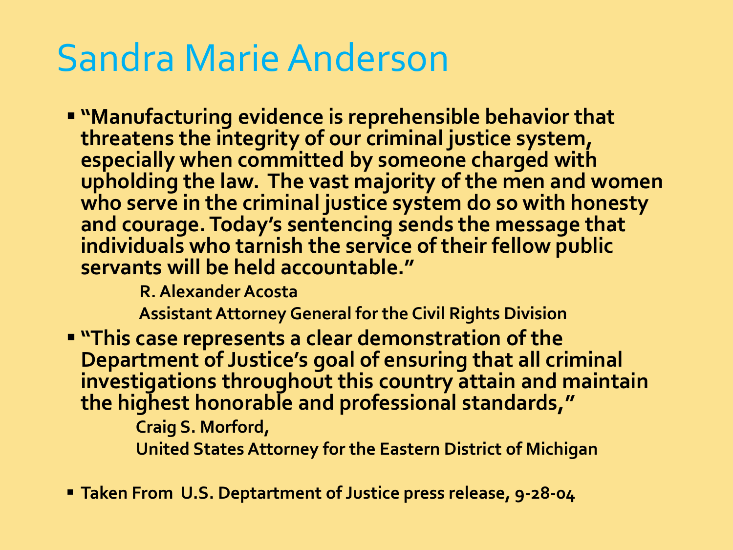# Sandra Marie Anderson

- **"Manufacturing evidence is reprehensible behavior that threatens the integrity of our criminal justice system, especially when committed by someone charged with upholding the law. The vast majority of the men and women who serve in the criminal justice system do so with honesty and courage. Today's sentencing sends the message that individuals who tarnish the service of their fellow public servants will be held accountable."**

  **R. Alexander Acosta**

  **Assistant Attorney General for the Civil Rights Division**

- **"This case represents a clear demonstration of the Department of Justice's goal of ensuring that all criminal investigations throughout this country attain and maintain the highest honorable and professional standards,"**

  **Craig S. Morford,**

  **United States Attorney for the Eastern District of Michigan**

- **Taken From U.S. Deptartment of Justice press release, 9-28-04**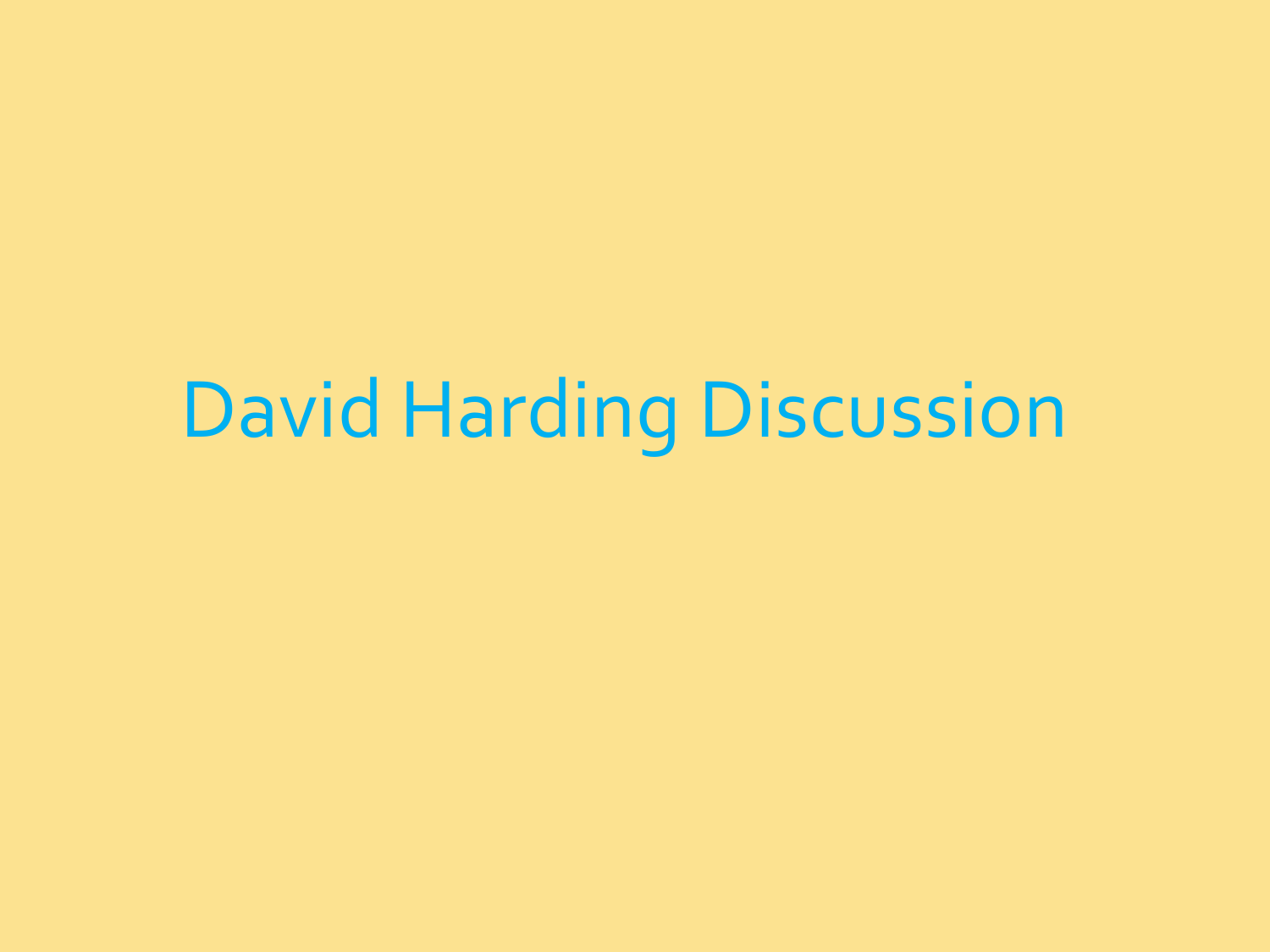# David Harding Discussion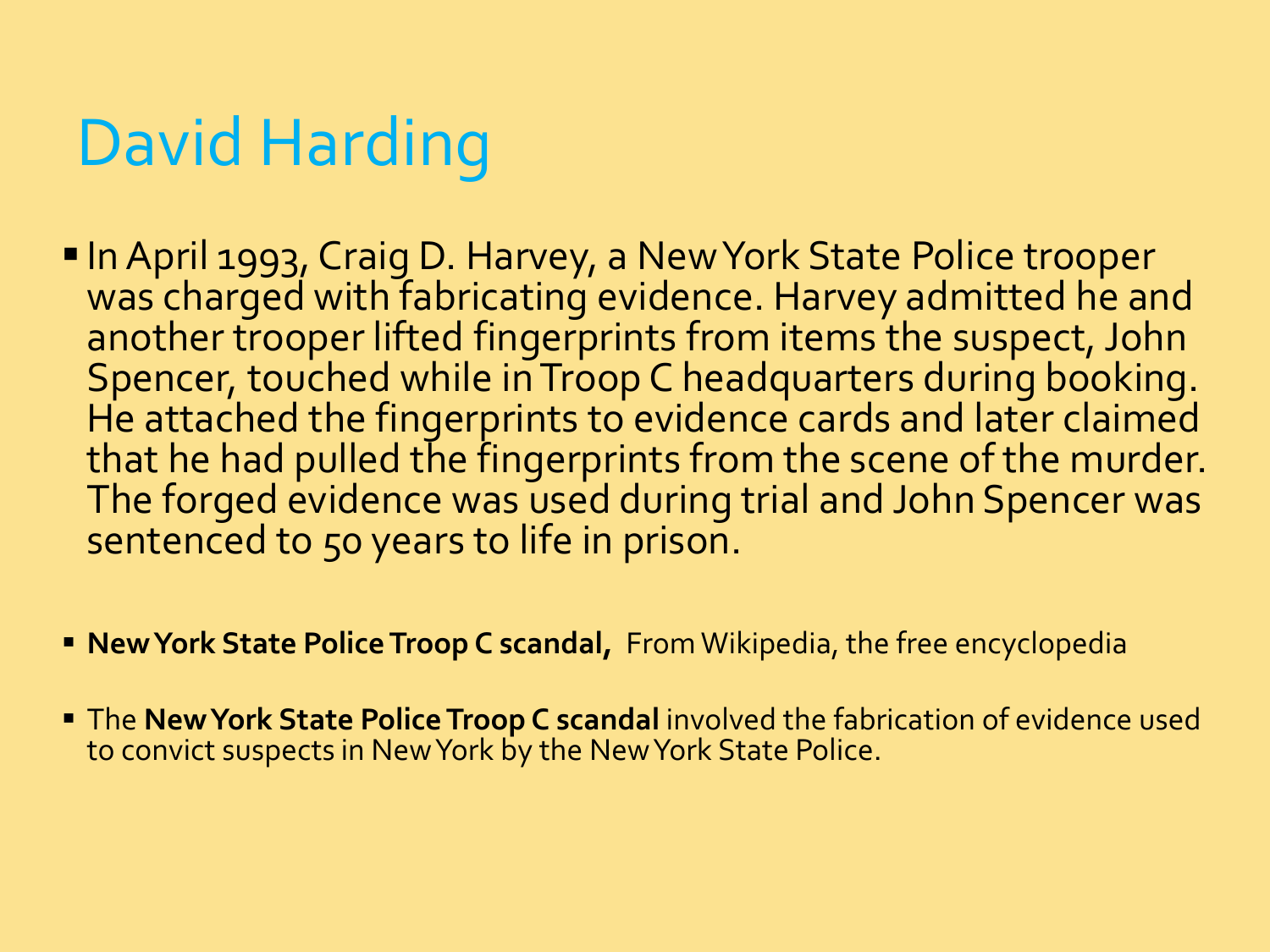# David Harding

- In April 1993, Craig D. Harvey, a New York State Police trooper was charged with fabricating evidence. Harvey admitted he and another trooper lifted fingerprints from items the suspect, John Spencer, touched while in Troop C headquarters during booking. He attached the fingerprints to evidence cards and later claimed that he had pulled the fingerprints from the scene of the murder. The forged evidence was used during trial and John Spencer was sentenced to 50 years to life in prison.

- **New York State Police Troop C scandal,** From Wikipedia, the free encyclopedia

- The **New York State Police Troop C scandal** involved the fabrication of evidence used to convict suspects in New York by the New York State Police.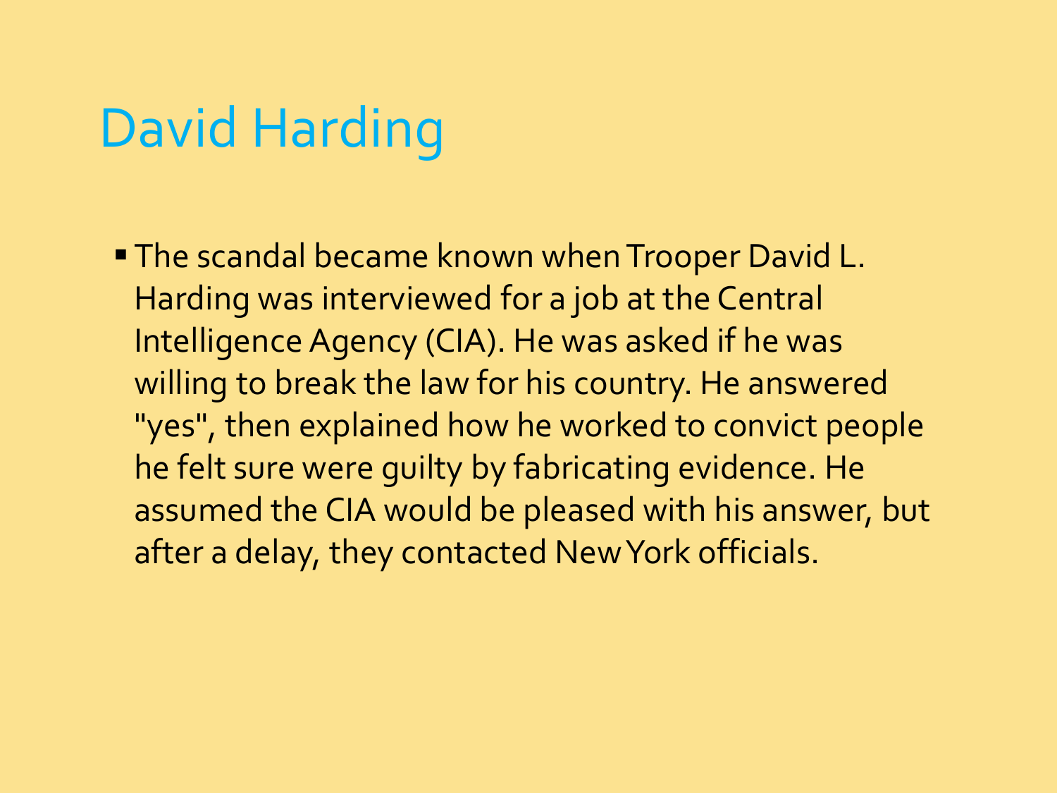# David Harding

- The scandal became known when Trooper David L. Harding was interviewed for a job at the Central Intelligence Agency (CIA). He was asked if he was willing to break the law for his country. He answered "yes", then explained how he worked to convict people he felt sure were guilty by fabricating evidence. He assumed the CIA would be pleased with his answer, but after a delay, they contacted New York officials.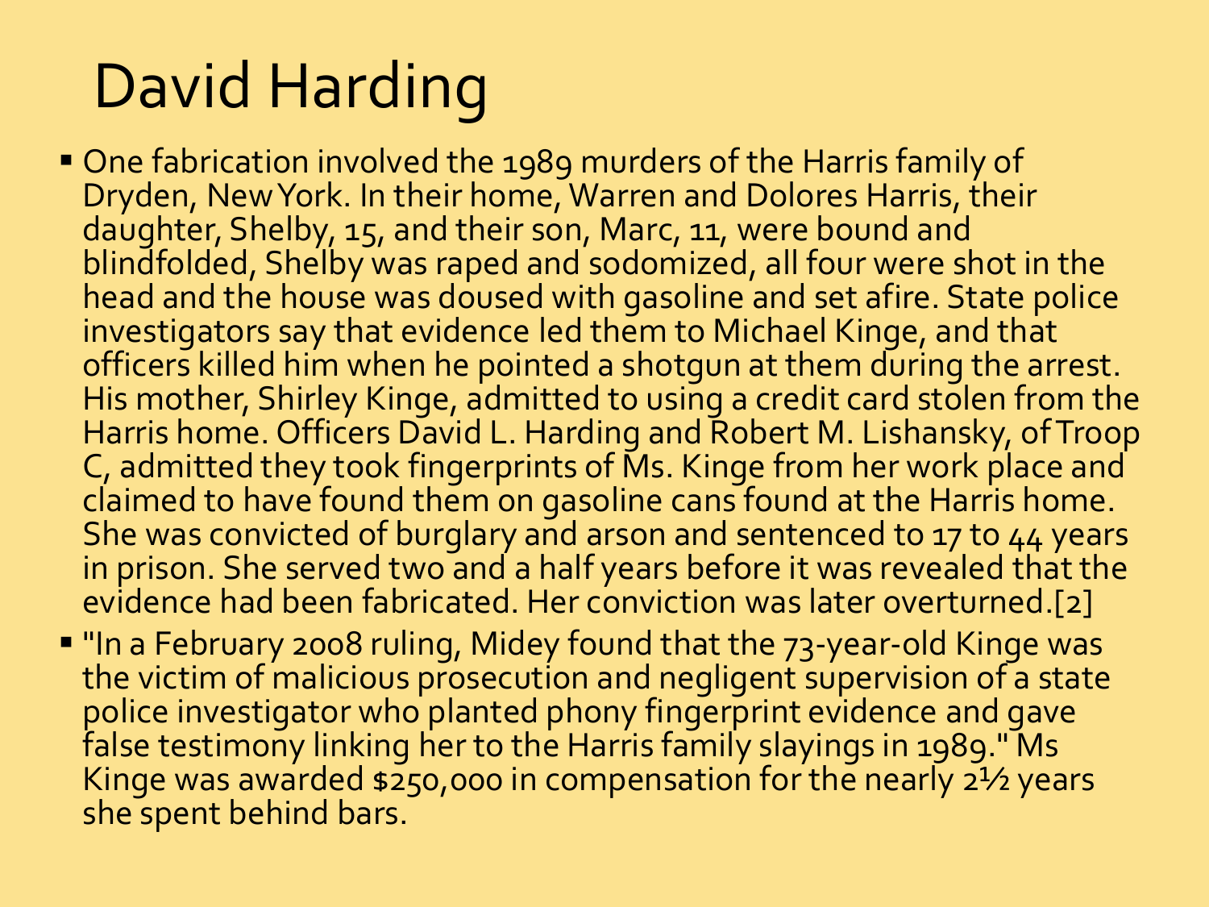# David Harding

- One fabrication involved the 1989 murders of the Harris family of Dryden, New York. In their home, Warren and Dolores Harris, their daughter, Shelby, 15, and their son, Marc, 11, were bound and blindfolded, Shelby was raped and sodomized, all four were shot in the head and the house was doused with gasoline and set afire. State police investigators say that evidence led them to Michael Kinge, and that officers killed him when he pointed a shotgun at them during the arrest. His mother, Shirley Kinge, admitted to using a credit card stolen from the Harris home. Officers David L. Harding and Robert M. Lishansky, of Troop C, admitted they took fingerprints of Ms. Kinge from her work place and claimed to have found them on gasoline cans found at the Harris home. She was convicted of burglary and arson and sentenced to 17 to 44 years in prison. She served two and a half years before it was revealed that the evidence had been fabricated. Her conviction was later overturned.[2]
- "In a February 2008 ruling, Midey found that the 73-year-old Kinge was the victim of malicious prosecution and negligent supervision of a state police investigator who planted phony fingerprint evidence and gave false testimony linking her to the Harris family slayings in 1989." Ms Kinge was awarded $250,000 in compensation for the nearly 2½ years she spent behind bars.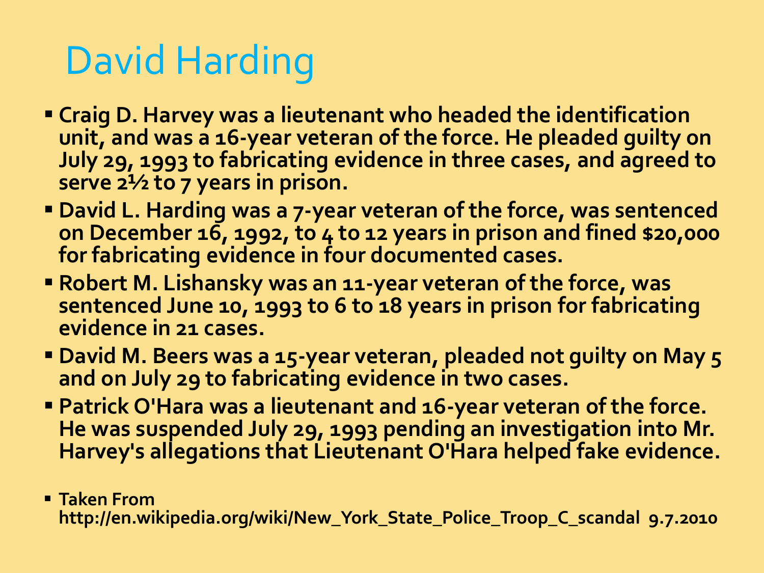# David Harding

- **Craig D. Harvey was a lieutenant who headed the identification unit, and was a 16-year veteran of the force. He pleaded guilty on July 29, 1993 to fabricating evidence in three cases, and agreed to serve 2½ to 7 years in prison.**
- **David L. Harding was a 7-year veteran of the force, was sentenced on December 16, 1992, to 4 to 12 years in prison and fined $20,000 for fabricating evidence in four documented cases.**
- **Robert M. Lishansky was an 11-year veteran of the force, was sentenced June 10, 1993 to 6 to 18 years in prison for fabricating evidence in 21 cases.**
- **David M. Beers was a 15-year veteran, pleaded not guilty on May 5 and on July 29 to fabricating evidence in two cases.**
- **Patrick O'Hara was a lieutenant and 16-year veteran of the force. He was suspended July 29, 1993 pending an investigation into Mr. Harvey's allegations that Lieutenant O'Hara helped fake evidence.**

- **Taken From http://en.wikipedia.org/wiki/New_York_State_Police_Troop_C_scandal 9.7.2010**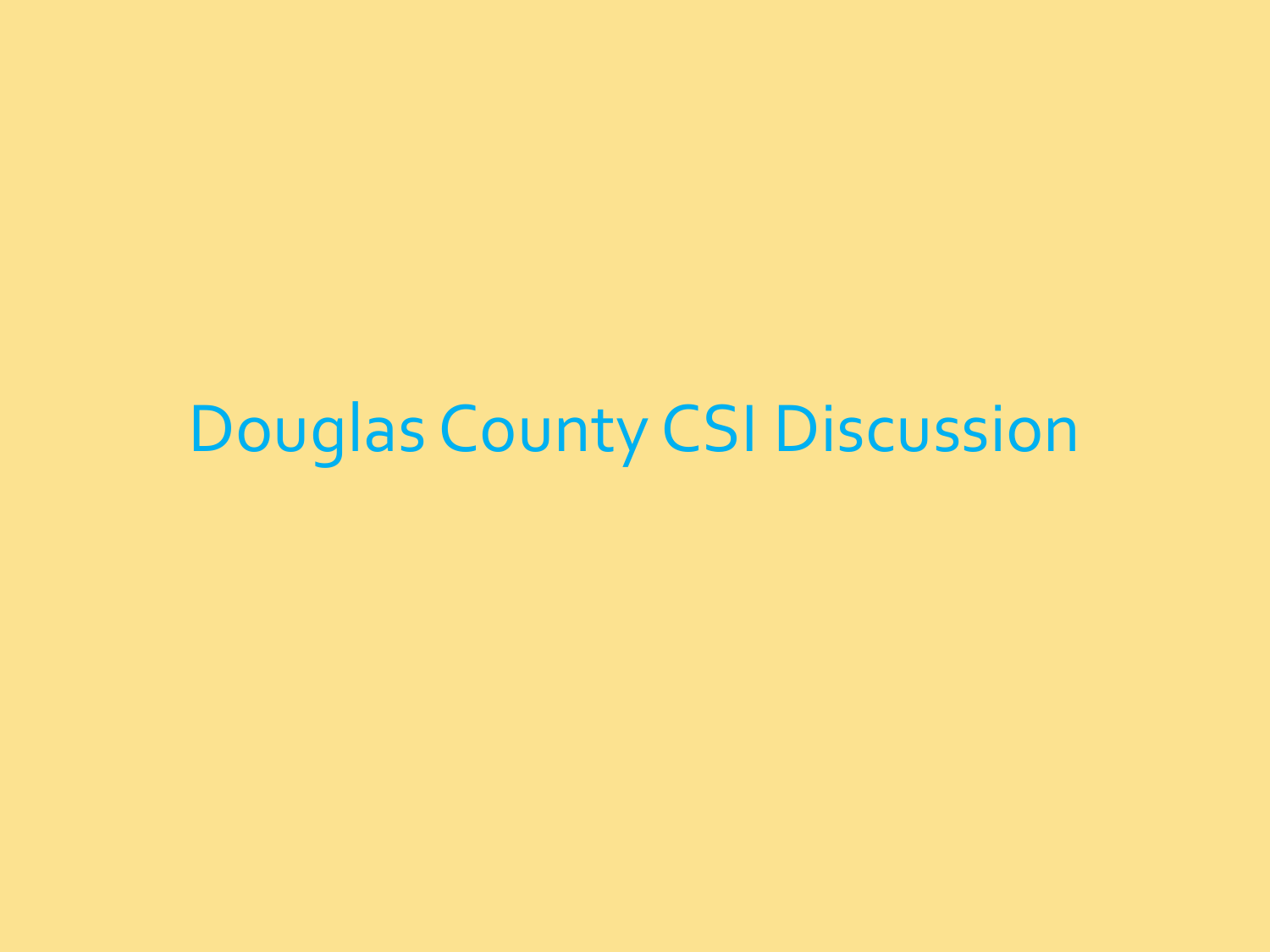# Douglas County CSI Discussion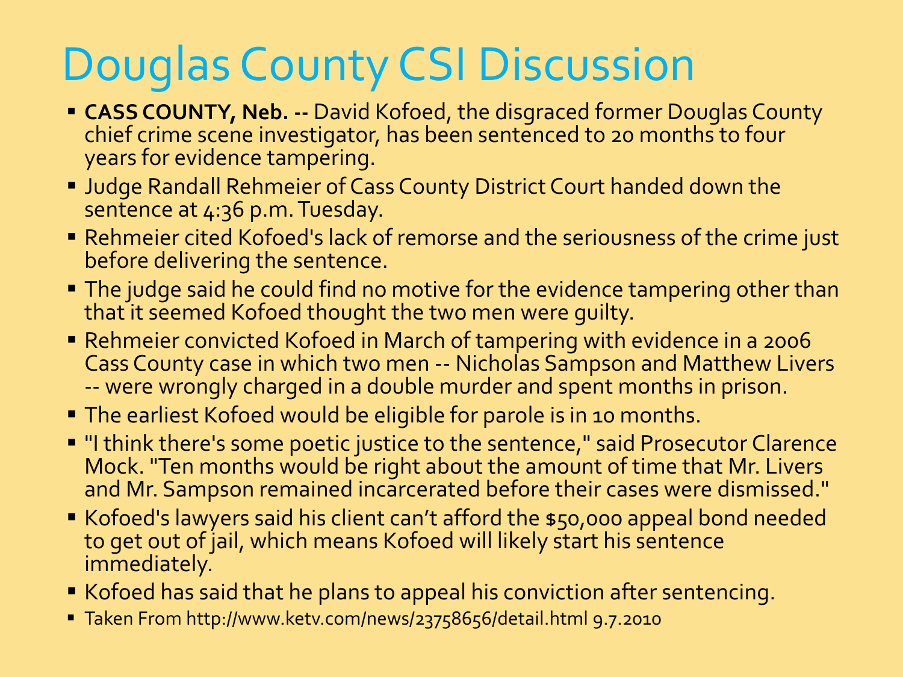# Douglas County CSI Discussion

- **CASS COUNTY, Neb. --** David Kofoed, the disgraced former Douglas County chief crime scene investigator, has been sentenced to 20 months to four years for evidence tampering.
- Judge Randall Rehmeier of Cass County District Court handed down the sentence at 4:36 p.m. Tuesday.
- Rehmeier cited Kofoed's lack of remorse and the seriousness of the crime just before delivering the sentence.
- The judge said he could find no motive for the evidence tampering other than that it seemed Kofoed thought the two men were guilty.
- Rehmeier convicted Kofoed in March of tampering with evidence in a 2006 Cass County case in which two men -- Nicholas Sampson and Matthew Livers -- were wrongly charged in a double murder and spent months in prison.
- The earliest Kofoed would be eligible for parole is in 10 months.
- "I think there's some poetic justice to the sentence," said Prosecutor Clarence Mock. "Ten months would be right about the amount of time that Mr. Livers and Mr. Sampson remained incarcerated before their cases were dismissed."
- Kofoed's lawyers said his client can't afford the $50,000 appeal bond needed to get out of jail, which means Kofoed will likely start his sentence immediately.
- Kofoed has said that he plans to appeal his conviction after sentencing.
- Taken From http://www.ketv.com/news/23758656/detail.html 9.7.2010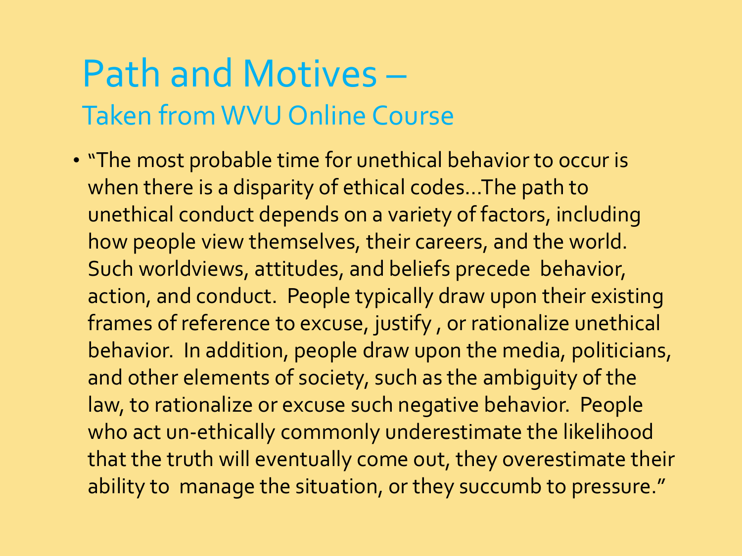# Path and Motives –

## Taken from WVU Online Course

- "The most probable time for unethical behavior to occur is when there is a disparity of ethical codes…The path to unethical conduct depends on a variety of factors, including how people view themselves, their careers, and the world. Such worldviews, attitudes, and beliefs precede behavior, action, and conduct. People typically draw upon their existing frames of reference to excuse, justify , or rationalize unethical behavior. In addition, people draw upon the media, politicians, and other elements of society, such as the ambiguity of the law, to rationalize or excuse such negative behavior. People who act un-ethically commonly underestimate the likelihood that the truth will eventually come out, they overestimate their ability to manage the situation, or they succumb to pressure."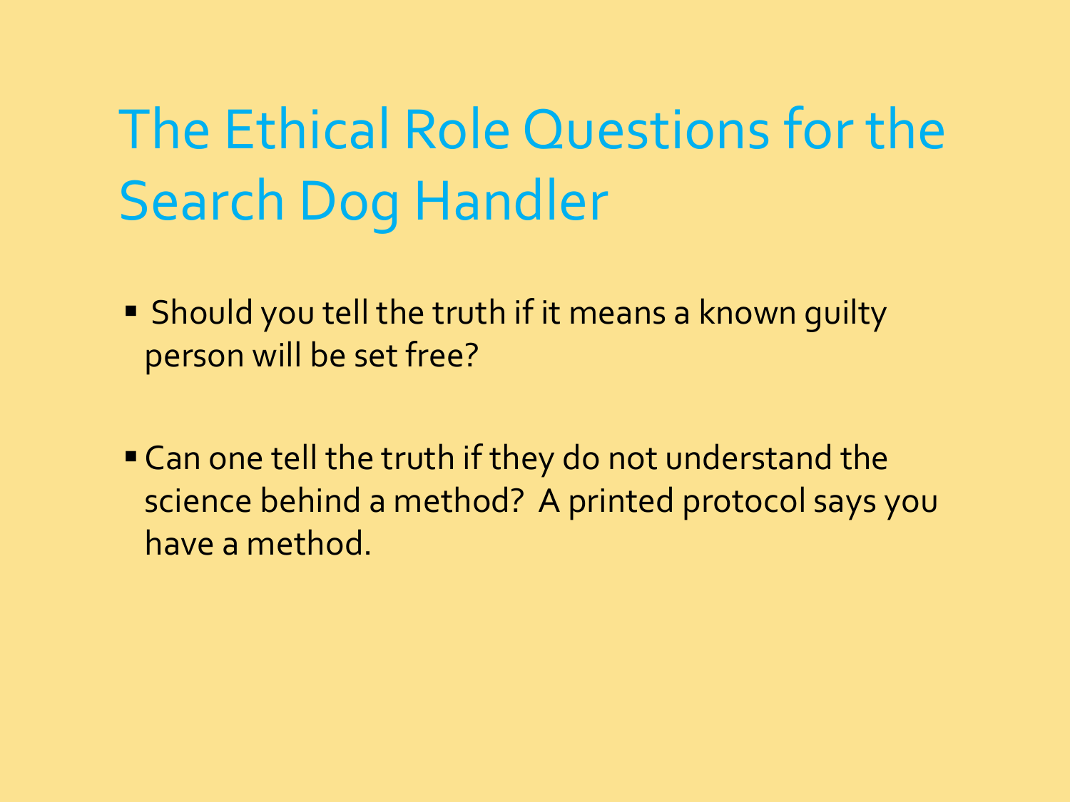# The Ethical Role Questions for the Search Dog Handler

- Should you tell the truth if it means a known guilty person will be set free?

- Can one tell the truth if they do not understand the science behind a method? A printed protocol says you have a method.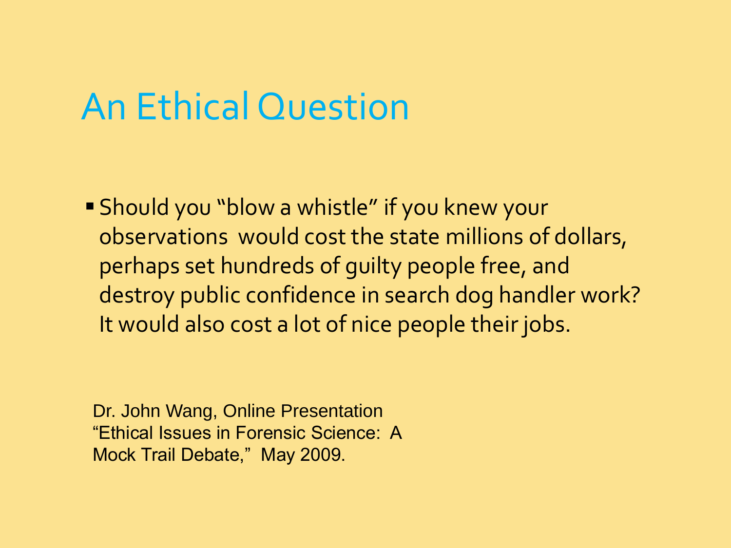# An Ethical Question

- Should you "blow a whistle" if you knew your observations would cost the state millions of dollars, perhaps set hundreds of guilty people free, and destroy public confidence in search dog handler work? It would also cost a lot of nice people their jobs.

Dr. John Wang, Online Presentation "Ethical Issues in Forensic Science: A Mock Trail Debate," May 2009.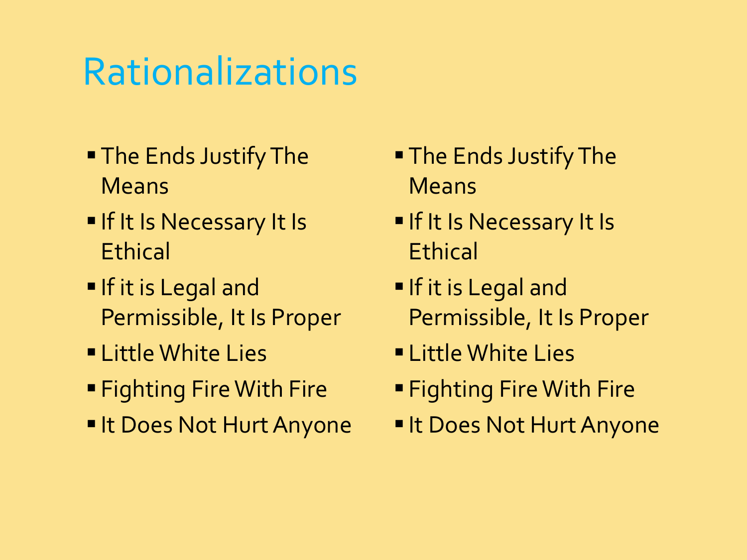# Rationalizations

- The Ends Justify The Means
- If It Is Necessary It Is Ethical
- If it is Legal and Permissible, It Is Proper
- Little White Lies
- Fighting Fire With Fire
- It Does Not Hurt Anyone

- The Ends Justify The Means
- If It Is Necessary It Is Ethical
- If it is Legal and Permissible, It Is Proper
- Little White Lies
- Fighting Fire With Fire
- It Does Not Hurt Anyone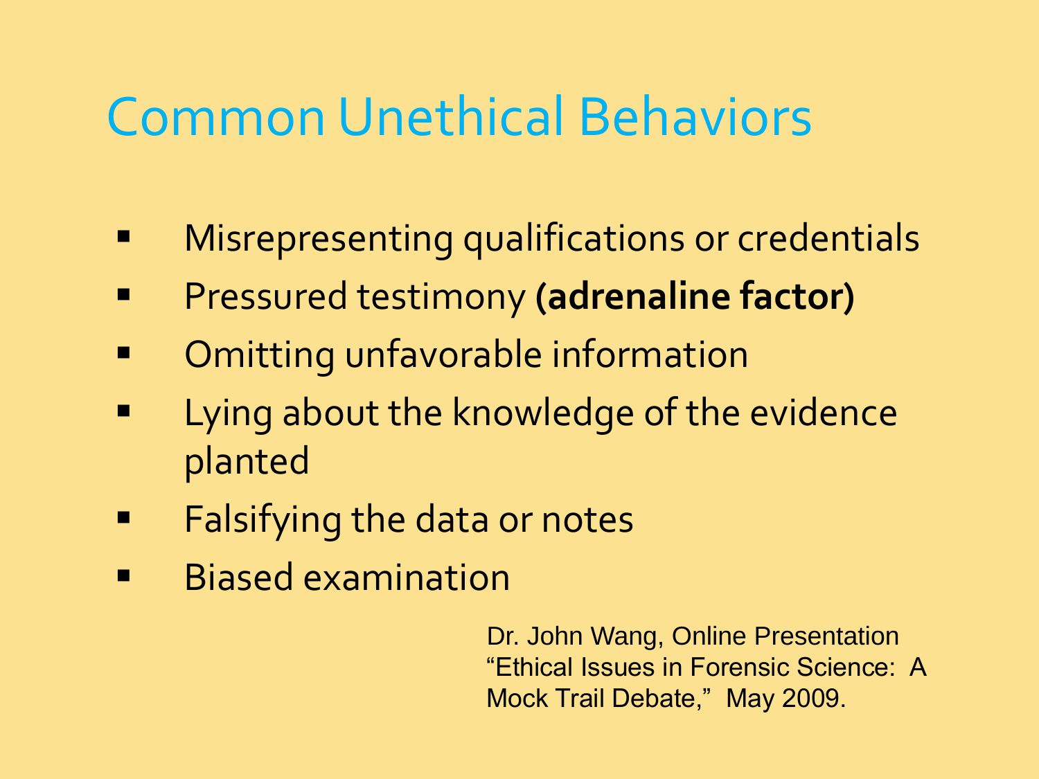# Common Unethical Behaviors

- Misrepresenting qualifications or credentials
- Pressured testimony **(adrenaline factor)**
- Omitting unfavorable information
- Lying about the knowledge of the evidence planted
- Falsifying the data or notes
- Biased examination

Dr. John Wang, Online Presentation "Ethical Issues in Forensic Science: A Mock Trail Debate," May 2009.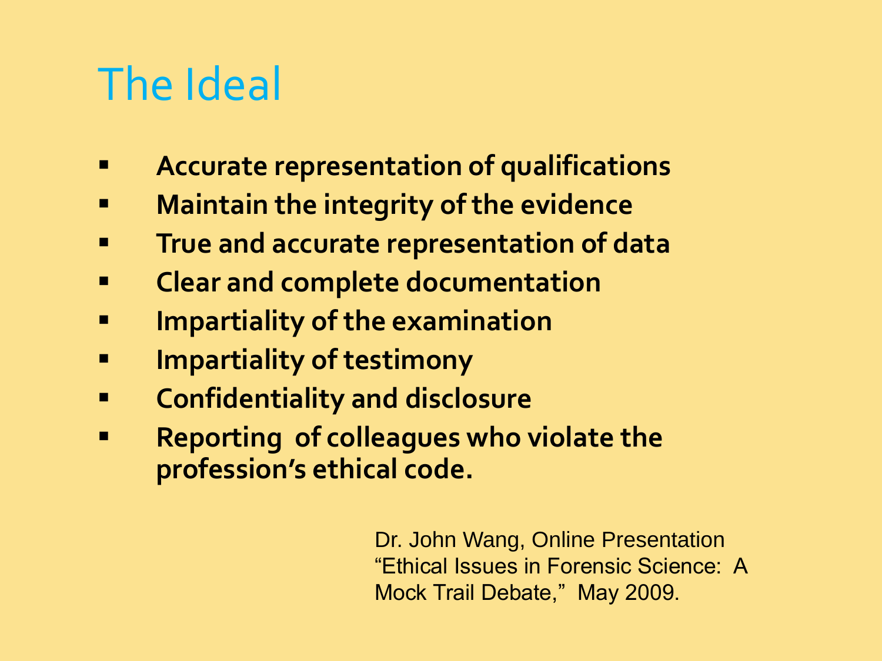# The Ideal

- **Accurate representation of qualifications**
- **Maintain the integrity of the evidence**
- **True and accurate representation of data**
- **Clear and complete documentation**
- **Impartiality of the examination**
- **Impartiality of testimony**
- **Confidentiality and disclosure**
- **Reporting of colleagues who violate the profession's ethical code.**

Dr. John Wang, Online Presentation "Ethical Issues in Forensic Science: A Mock Trail Debate," May 2009.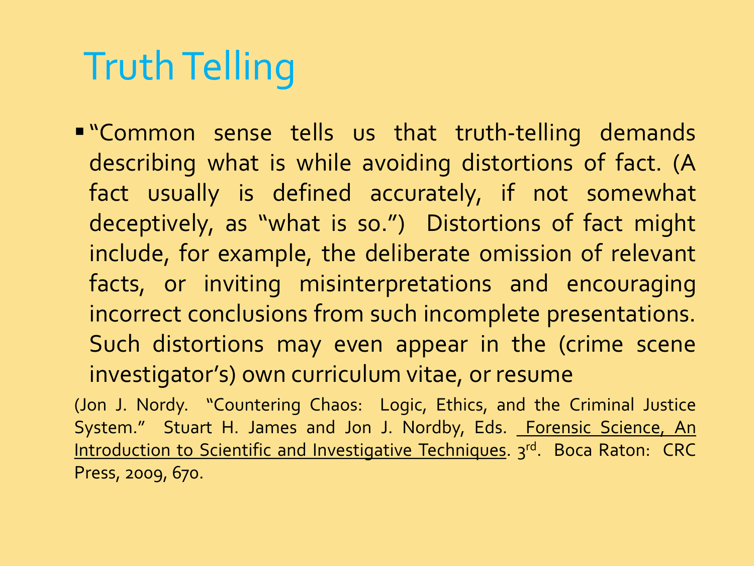# Truth Telling

- "Common sense tells us that truth-telling demands describing what is while avoiding distortions of fact. (A fact usually is defined accurately, if not somewhat deceptively, as "what is so.") Distortions of fact might include, for example, the deliberate omission of relevant facts, or inviting misinterpretations and encouraging incorrect conclusions from such incomplete presentations. Such distortions may even appear in the (crime scene investigator's) own curriculum vitae, or resume

(Jon J. Nordy. "Countering Chaos: Logic, Ethics, and the Criminal Justice System." Stuart H. James and Jon J. Nordby, Eds. Forensic Science, An Introduction to Scientific and Investigative Techniques. 3rd. Boca Raton: CRC Press, 2009, 670.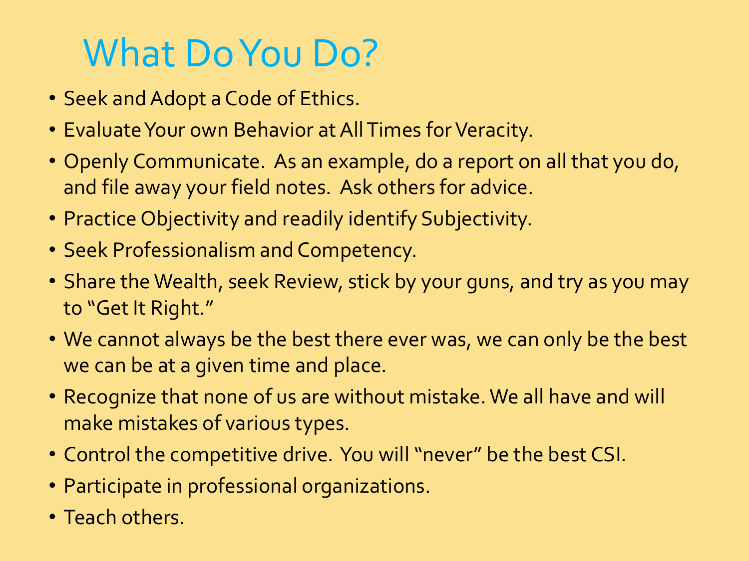# What Do You Do?

- Seek and Adopt a Code of Ethics.
- Evaluate Your own Behavior at All Times for Veracity.
- Openly Communicate. As an example, do a report on all that you do, and file away your field notes. Ask others for advice.
- Practice Objectivity and readily identify Subjectivity.
- Seek Professionalism and Competency.
- Share the Wealth, seek Review, stick by your guns, and try as you may to "Get It Right."
- We cannot always be the best there ever was, we can only be the best we can be at a given time and place.
- Recognize that none of us are without mistake. We all have and will make mistakes of various types.
- Control the competitive drive. You will "never" be the best CSI.
- Participate in professional organizations.
- Teach others.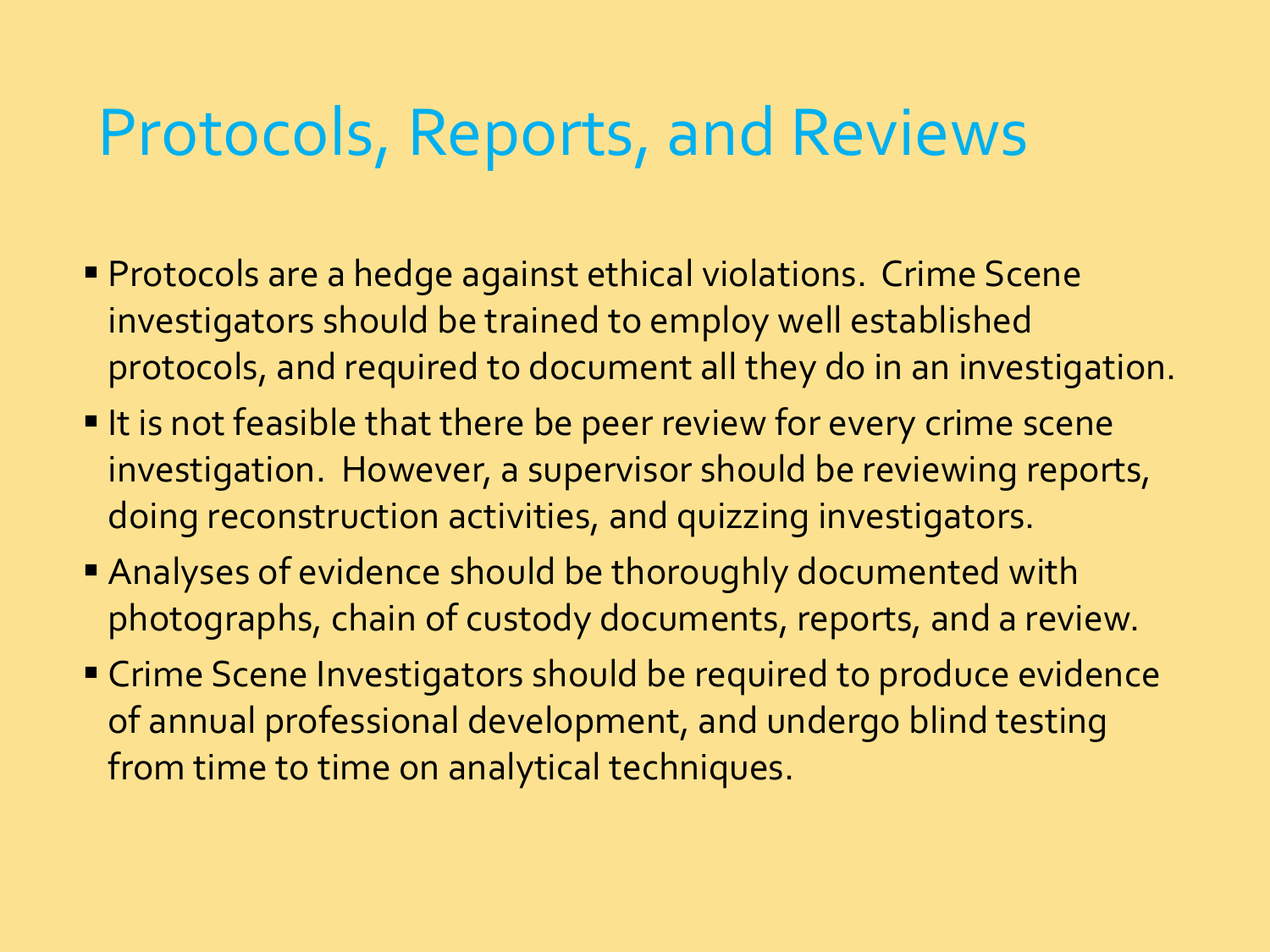# Protocols, Reports, and Reviews

- Protocols are a hedge against ethical violations. Crime Scene investigators should be trained to employ well established protocols, and required to document all they do in an investigation.
- It is not feasible that there be peer review for every crime scene investigation. However, a supervisor should be reviewing reports, doing reconstruction activities, and quizzing investigators.
- Analyses of evidence should be thoroughly documented with photographs, chain of custody documents, reports, and a review.
- Crime Scene Investigators should be required to produce evidence of annual professional development, and undergo blind testing from time to time on analytical techniques.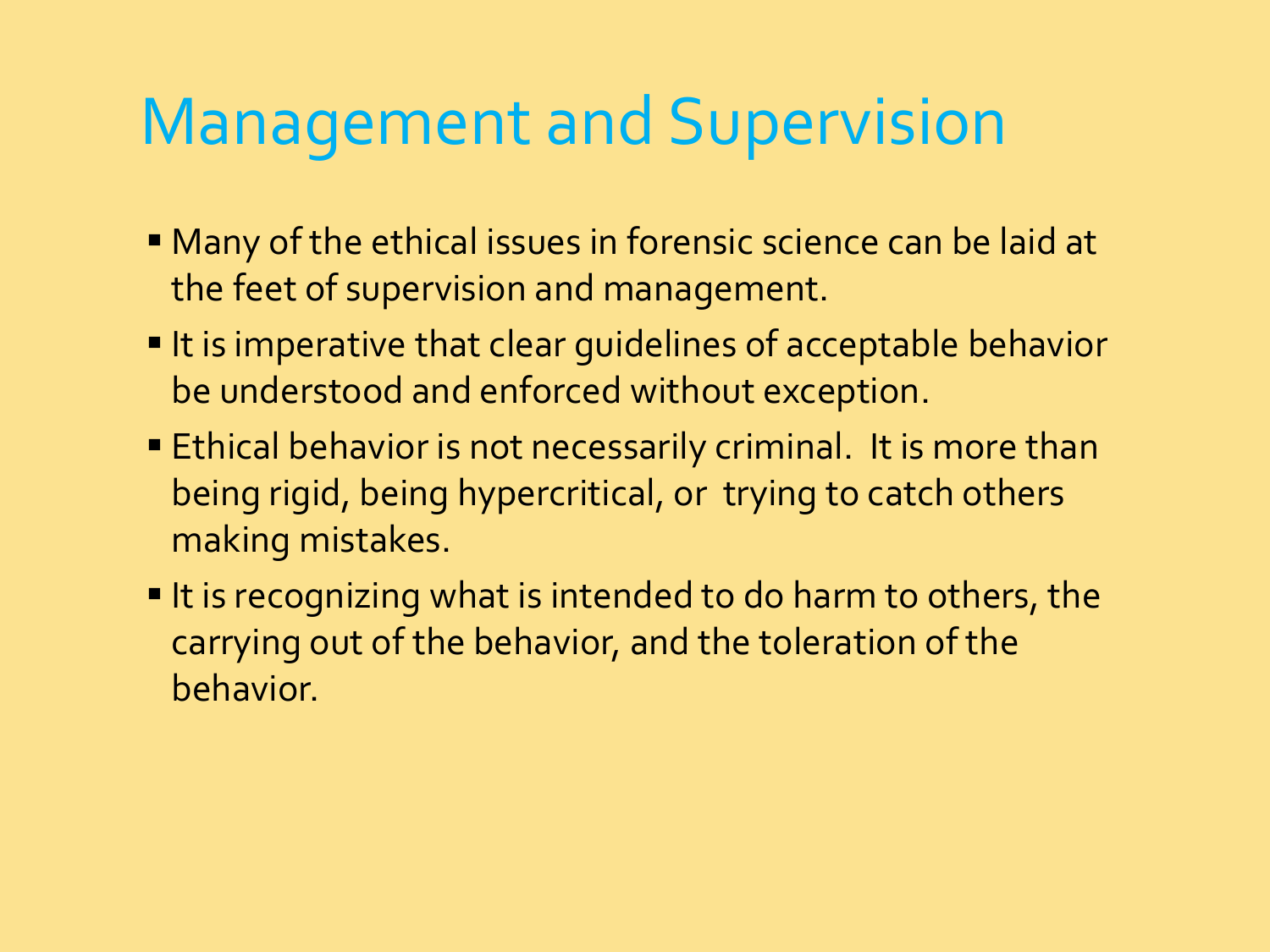# Management and Supervision

- Many of the ethical issues in forensic science can be laid at the feet of supervision and management.
- It is imperative that clear guidelines of acceptable behavior be understood and enforced without exception.
- Ethical behavior is not necessarily criminal. It is more than being rigid, being hypercritical, or trying to catch others making mistakes.
- It is recognizing what is intended to do harm to others, the carrying out of the behavior, and the toleration of the behavior.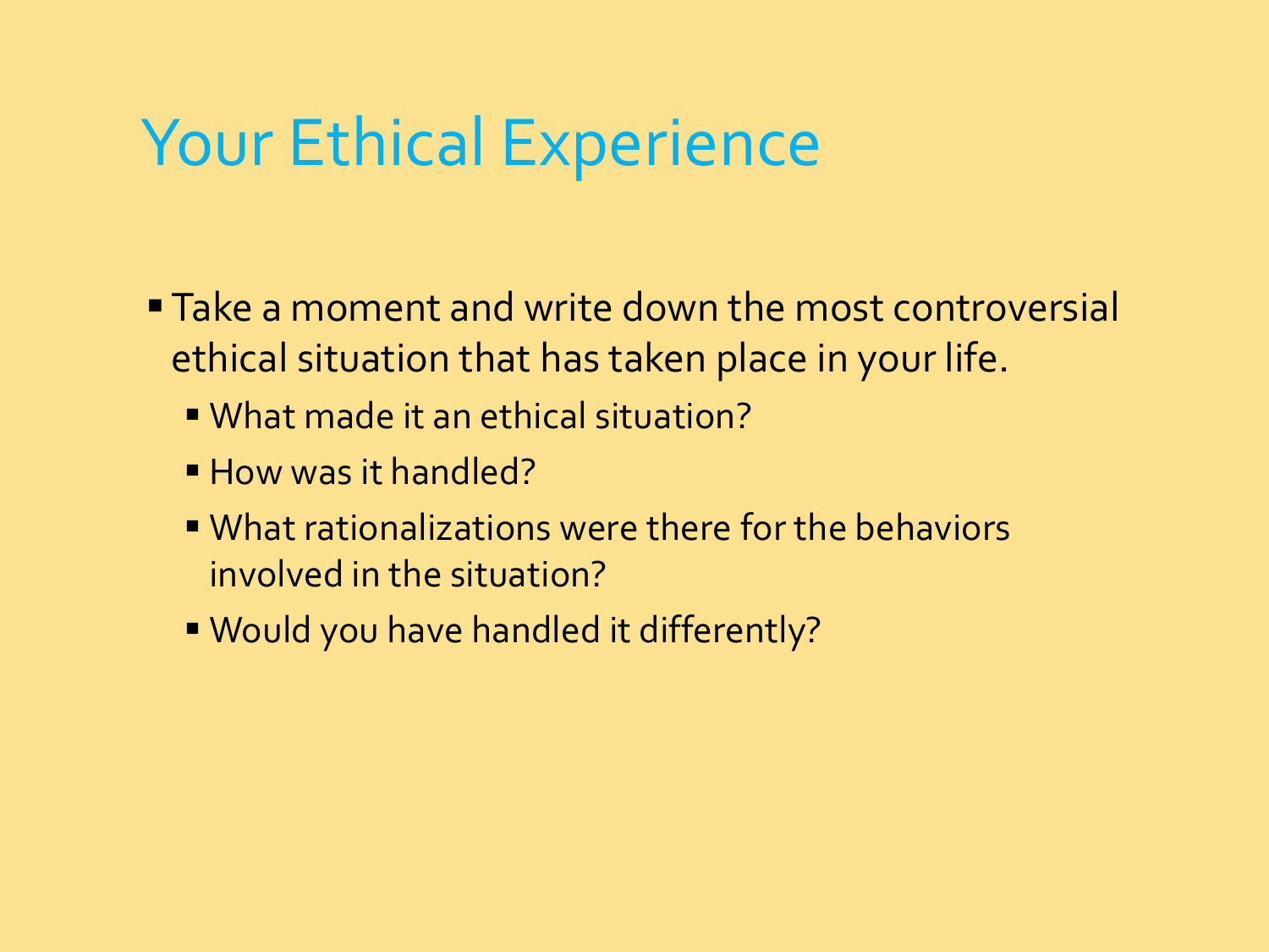# Your Ethical Experience

- Take a moment and write down the most controversial ethical situation that has taken place in your life.
  - What made it an ethical situation?
  - How was it handled?
  - What rationalizations were there for the behaviors involved in the situation?
  - Would you have handled it differently?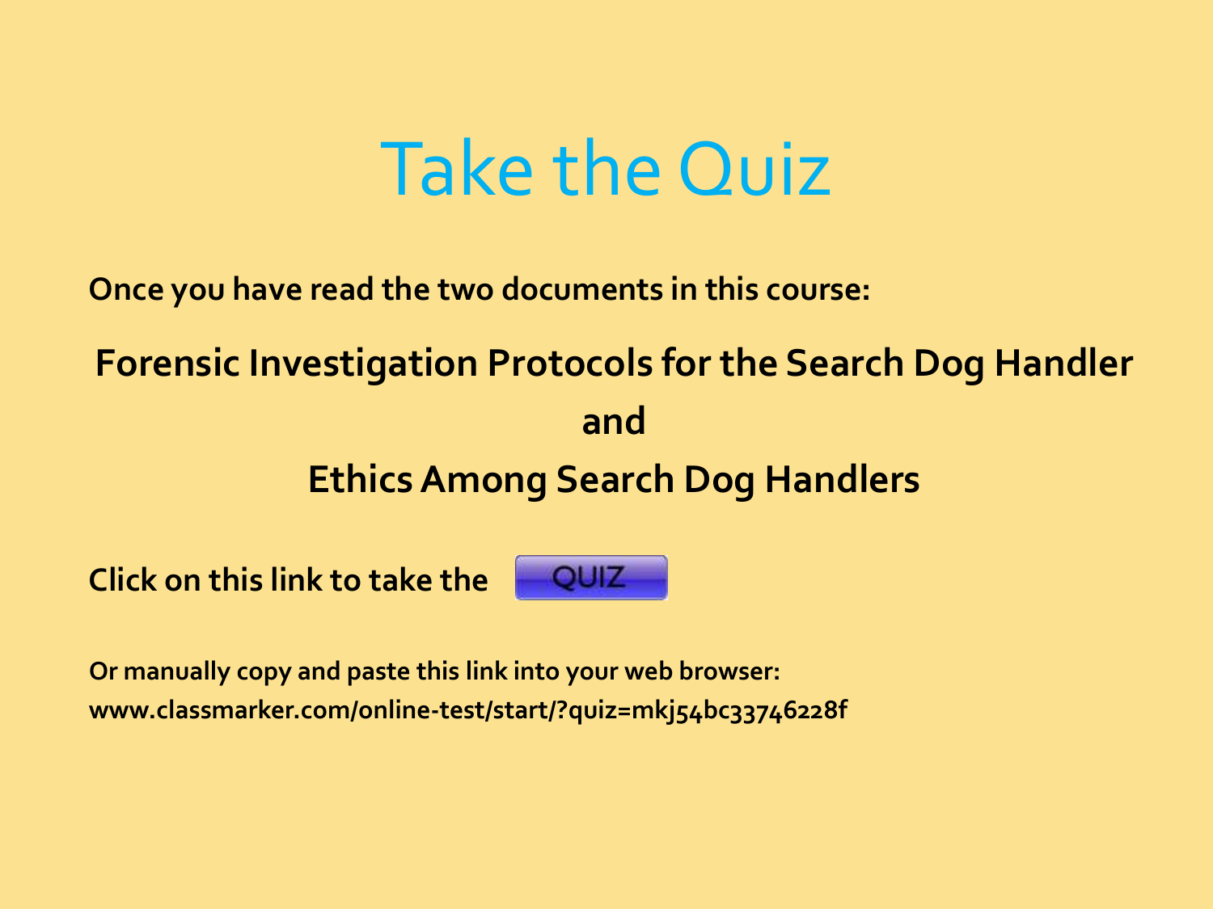# Take the Quiz

**Once you have read the two documents in this course:**

**Forensic Investigation Protocols for the Search Dog Handler**

**and**

**Ethics Among Search Dog Handlers**

**Click on this link to take the** QUIZ

**Or manually copy and paste this link into your web browser:**
**www.classmarker.com/online-test/start/?quiz=mkj54bc33746228f**